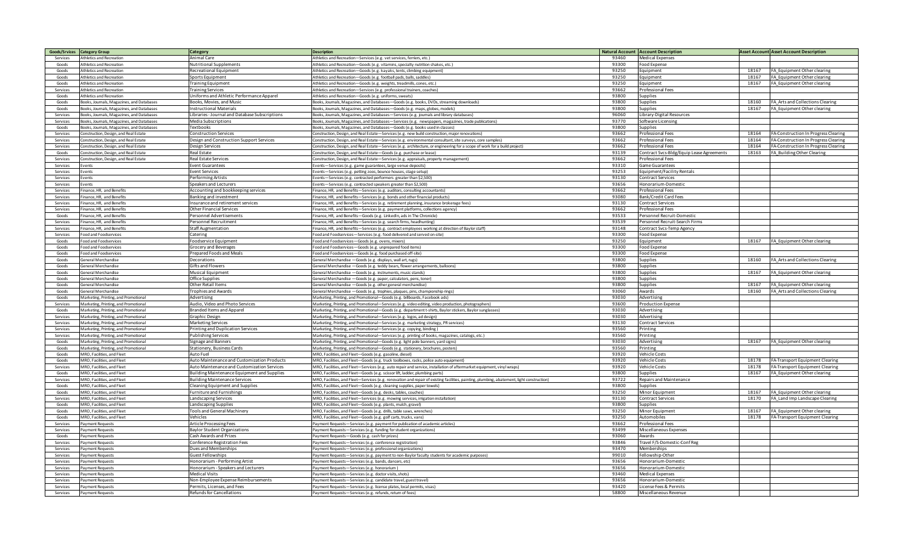| Goods/Srvices | Category Group | Category | Description | Natural Account | Account Description | Asset Account | Asset Account Description |
|---|---|---|---|---|---|---|---|
| Services | Athletics and Recreation | Animal Care | Athletics and Recreation—Services (e.g. vet services, ferriers, etc.) | 93460 | Medical Expenses | | |
| Goods | Athletics and Recreation | Nutritional Supplements | Athletics and Recreation—Goods (e.g. vitamins, specialty nutrition shakes, etc.) | 93300 | Food Expense | | |
| Goods | Athletics and Recreation | Recreational Equipment | Athletics and Recreation—Goods (e.g. kayaks, tents, climbing equipment) | 93250 | Equipment | 18167 | FA_Equipment Other clearing |
| Goods | Athletics and Recreation | Sports Equipment | Athletics and Recreation—Goods (e.g. football pads, balls, saddles) | 93250 | Equipment | 18167 | FA_Equipment Other clearing |
| Goods | Athletics and Recreation | Training Equipment | Athletics and Recreation—Goods (e.g. weights, treadmills, cones, etc.) | 93250 | Equipment | 18167 | FA_Equipment Other clearing |
| Services | Athletics and Recreation | Training Services | Athletics and Recreation—Services (e.g. professional trainers, coaches) | 93662 | Professional Fees | | |
| Goods | Athletics and Recreation | Uniforms and Athletic Performance Apparel | Athletics and Recreation—Goods (e.g. uniforms, sweats) | 93800 | Supplies | | |
| Goods | Books, Journals, Magazines, and Databases | Books, Movies, and Music | Books, Journals, Magazines, and Databases—Goods (e.g. books, DVDs, streaming downloads) | 93800 | Supplies | 18160 | FA_Arts and Collections Clearing |
| Goods | Books, Journals, Magazines, and Databases | Instructional Materials | Books, Journals, Magazines, and Databases—Goods (e.g. maps, globes, models) | 93800 | Supplies | 18167 | FA_Equipment Other clearing |
| Services | Books, Journals, Magazines, and Databases | Libraries - Journal and Database Subscriptions | Books, Journals, Magazines, and Databases—Services (e.g. journals and library databases) | 96060 | Library-Digital Resources | | |
| Services | Books, Journals, Magazines, and Databases | Media Subscriptions | Books, Journals, Magazines, and Databases—Services (e.g. newspapers, magazines, trade publications) | 93770 | Software Licensing | | |
| Goods | Books, Journals, Magazines, and Databases | Textbooks | Books, Journals, Magazines, and Databases—Goods (e.g. books used in classes) | 93800 | Supplies | | |
| Services | Construction, Design, and Real Estate | Construction Services | Construction, Design, and Real Estate—Services (e.g. new build construction, major renovations) | 93662 | Professional Fees | 18164 | FA-Construction In Progress Clearing |
| Services | Construction, Design, and Real Estate | Design and Construction Support Services | Construction, Design, and Real Estate—Services (e.g. environmental consultant, site surveys, core samples) | 93662 | Professional Fees | 18164 | FA-Construction In Progress Clearing |
| Services | Construction, Design, and Real Estate | Design Services | Construction, Design, and Real Estate—Services (e.g. architecture, or engineering for a scope of work for a build project) | 93662 | Professional Fees | 18164 | FA-Construction In Progress Clearing |
| Goods | Construction, Design, and Real Estate | Real Estate | Construction, Design, and Real Estate—Goods (e.g. purchase or lease) | 93139 | Contract Svcs-Bldg/Equip Lease Agreements | 18163 | FA_Building Other Clearing |
| Services | Construction, Design, and Real Estate | Real Estate Services | Construction, Design, and Real Estate—Services (e.g. appraisals, property management) | 93662 | Professional Fees | | |
| Services | Events | Event Guarantees | Events—Services (e.g. game guarantees, large venue deposits) | 93310 | Game Guarantees | | |
| Services | Events | Event Services | Events—Services (e.g. petting zoos, bounce houses, stage setup) | 93253 | Equipment/Facility Rentals | | |
| Services | Events | Performing Artists | Events—Services (e.g. contracted performers greater than $2,500) | 93130 | Contract Services | | |
| Services | Events | Speakers and Lecturers | Events—Services (e.g. contracted speakers greater than $2,500) | 93656 | Honorarium-Domestic | | |
| Services | Finance, HR, and Benefits | Accounting and bookkeeping services | Finance, HR, and Benefits—Services (e.g. auditors, consulting accountants) | 93662 | Professional Fees | | |
| Services | Finance, HR, and Benefits | Banking and investment | Finance, HR, and Benefits—Services (e.g. bonds and other financial products) | 93080 | Bank/Credit Card Fees | | |
| Services | Finance, HR, and Benefits | Insurance and retirement services | Finance, HR, and Benefits—Services (e.g. retirement planning, insurance brokerage fees) | 93130 | Contract Services | | |
| Services | Finance, HR, and Benefits | Other Financial Services | Finance, HR, and Benefits—Services (e.g. payment platforms, collections agency) | 93662 | Professional Fees | | |
| Goods | Finance, HR, and Benefits | Personnel Advertisements | Finance, HR, and Benefits—Goods (e.g. LinkedIn, ads in The Chronicle) | 93533 | Personnel Recruit-Domestic | | |
| Services | Finance, HR, and Benefits | Personnel Recruitment | Finance, HR, and Benefits—Services (e.g. search firms, headhunting) | 93539 | Personnel Recruit-Search Firms | | |
| Services | Finance, HR, and Benefits | Staff Augmentation | Finance, HR, and Benefits—Services (e.g. contract employees working at direction of Baylor staff) | 93148 | Contract Svcs-Temp Agency | | |
| Services | Food and Foodservices | Catering | Food and Foodservices—Services (e.g. food delivered and served on-site) | 93300 | Food Expense | | |
| Goods | Food and Foodservices | Foodservice Equipment | Food and Foodservices—Goods (e.g. ovens, mixers) | 93250 | Equipment | 18167 | FA_Equipment Other clearing |
| Goods | Food and Foodservices | Grocery and Beverages | Food and Foodservices—Goods (e.g. unprepared food items) | 93300 | Food Expense | | |
| Goods | Food and Foodservices | Prepared Foods and Meals | Food and Foodservices—Goods (e.g. food purchased off-site) | 93300 | Food Expense | | |
| Goods | General Merchandise | Decorations | General Merchandise —Goods (e.g. displays, wall art, rugs) | 93800 | Supplies | 18160 | FA_Arts and Collections Clearing |
| Goods | General Merchandise | Gifts and Flowers | General Merchandise —Goods (e.g. teddy bears, flower arrangements, balloons) | 93800 | Supplies | | |
| Goods | General Merchandise | Musical Equipment | General Merchandise —Goods (e.g. instruments, music stands) | 93800 | Supplies | 18167 | FA_Equipment Other clearing |
| Goods | General Merchandise | Office Supplies | General Merchandise —Goods (e.g. paper, calculators, pens, toner) | 93800 | Supplies | | |
| Goods | General Merchandise | Other Retail Items | General Merchandise —Goods (e.g. other general merchandise) | 93800 | Supplies | 18167 | FA_Equipment Other clearing |
| Goods | General Merchandise | Trophies and Awards | General Merchandise —Goods (e.g. trophies, plaques, pins, championship rings) | 93060 | Awards | 18160 | FA_Arts and Collections Clearing |
| Goods | Marketing, Printing, and Promotional | Advertising | Marketing, Printing, and Promotional—Goods (e.g. billboards, Facebook ads) | 93030 | Advertising | | |
| Services | Marketing, Printing, and Promotional | Audio, Video and Photo Services | Marketing, Printing, and Promotional—Services (e.g. video editing, video production, photographers) | 93600 | Production Expense | | |
| Goods | Marketing, Printing, and Promotional | Branded Items and Apparel | Marketing, Printing, and Promotional—Goods (e.g. department t-shirts, Baylor stickers, Baylor sunglasses) | 93030 | Advertising | | |
| Services | Marketing, Printing, and Promotional | Graphic Design | Marketing, Printing, and Promotional—Services (e.g. logos, ad design) | 93030 | Advertising | | |
| Services | Marketing, Printing, and Promotional | Marketing Services | Marketing, Printing, and Promotional—Services (e.g. marketing strategy, PR services) | 93130 | Contract Services | | |
| Services | Marketing, Printing, and Promotional | Printing and Duplication Services | Marketing, Printing, and Promotional—Services (e.g. copying, binding) | 93560 | Printing | | |
| Services | Marketing, Printing, and Promotional | Publishing Services | Marketing, Printing, and Promotional—Services (e.g. printing of books, magazines, catalogs, etc.) | 93560 | Printing | | |
| Goods | Marketing, Printing, and Promotional | Signage and Banners | Marketing, Printing, and Promotional—Goods (e.g. light pole banners, yard signs) | 93030 | Advertising | 18167 | FA_Equipment Other clearing |
| Goods | Marketing, Printing, and Promotional | Stationery, Business Cards | Marketing, Printing, and Promotional—Goods (e.g. stationery, brochures, posters) | 93560 | Printing | | |
| Goods | MRO, Facilities, and Fleet | Auto Fuel | MRO, Facilities, and Fleet—Goods (e.g. gasoline, diesel) | 93920 | Vehicle Costs | | |
| Goods | MRO, Facilities, and Fleet | Auto Maintenance and Customization Products | MRO, Facilities, and Fleet—Goods (e.g. truck toolboxes, racks, police auto equipment) | 93920 | Vehicle Costs | 18178 | FA-Transport Equipment Clearing |
| Services | MRO, Facilities, and Fleet | Auto Maintenance and Customization Services | MRO, Facilities, and Fleet—Services (e.g. auto repair and service, installation of aftermarket equipment, vinyl wraps) | 93920 | Vehicle Costs | 18178 | FA-Transport Equipment Clearing |
| Goods | MRO, Facilities, and Fleet | Building Maintenance Equipment and Supplies | MRO, Facilities, and Fleet—Goods (e.g. scissor lift, ladder, plumbing parts) | 93800 | Supplies | 18167 | FA_Equipment Other clearing |
| Services | MRO, Facilities, and Fleet | Building Maintenance Services | MRO, Facilities, and Fleet—Services (e.g. renovation and repair of existing facilities, painting, plumbing, abatement, light construction) | 93722 | Repairs and Maintenance | | |
| Goods | MRO, Facilities, and Fleet | Cleaning Equipment and Supplies | MRO, Facilities, and Fleet—Goods (e.g. cleaning supplies, paper towels) | 93800 | Supplies | | |
| Goods | MRO, Facilities, and Fleet | Furniture and Furnishings | MRO, Facilities, and Fleet—Goods (e.g. desks, tables, couches) | 93250 | Minor Equipment | 18167 | FA_Equipment Other clearing |
| Services | MRO, Facilities, and Fleet | Landscaping Services | MRO, Facilities, and Fleet—Services (e.g. mowing services, irrigation installation) | 93130 | Contract Services | 18170 | FA_Land Imp Landscape Clearing |
| Goods | MRO, Facilities, and Fleet | Landscaping Supplies | MRO, Facilities, and Fleet—Goods (e.g. plants, mulch, gravel) | 93800 | Supplies | | |
| Goods | MRO, Facilities, and Fleet | Tools and General Machinery | MRO, Facilities, and Fleet—Goods (e.g. drills, table saws, wrenches) | 93250 | Minor Equipment | 18167 | FA_Equipment Other clearing |
| Goods | MRO, Facilities, and Fleet | Vehicles | MRO, Facilities, and Fleet—Goods (e.g. golf carts, trucks, vans) | 93250 | Automobiles | 18178 | FA-Transport Equipment Clearing |
| Services | Payment Requests | Article Processing Fees | Payment Requests—Services (e.g. payment for publication of academic articles) | 93662 | Professional Fees | | |
| Services | Payment Requests | Baylor Student Organizations | Payment Requests—Services (e.g. funding for student organizations) | 93499 | Miscellaneous Expenses | | |
| Goods | Payment Requests | Cash Awards and Prizes | Payment Requests—Goods (e.g. cash for prizes) | 93060 | Awards | | |
| Services | Payment Requests | Conference Registration Fees | Payment Requests—Services (e.g. conference registration) | 93846 | Travel F/S-Domestic-Conf Reg | | |
| Services | Payment Requests | Dues and Memberships | Payment Requests—Services (e.g. professional organizations) | 93470 | Memberships | | |
| Services | Payment Requests | Guest Fellowships | Payment Requests—Services (e.g. payment to non-Baylor faculty students for academic purposes) | 99010 | Fellowship-Other | | |
| Services | Payment Requests | Honorarium - Performing Artist | Payment Requests—Services (e.g. bands, dancers, etc) | 93656 | Honorarium-Domestic | | |
| Services | Payment Requests | Honorarium - Speakers and Lecturers | Payment Requests—Services (e.g. honorarium ) | 93656 | Honorarium-Domestic | | |
| Services | Payment Requests | Medical Visits | Payment Requests—Services (e.g. doctor visits, shots) | 93460 | Medical Expenses | | |
| Services | Payment Requests | Non-Employee Expense Reimbursements | Payment Requests—Services (e.g. candidate travel, guest travel) | 93656 | Honorarium-Domestic | | |
| Services | Payment Requests | Permits, Licenses, and Fees | Payment Requests—Services (e.g. license plates, local permits, visas) | 93420 | License Fees & Permits | | |
| Services | Payment Requests | Refunds for Cancellations | Payment Requests—Services (e.g. refunds, return of fees) | 58800 | Miscellaneous Revenue | | |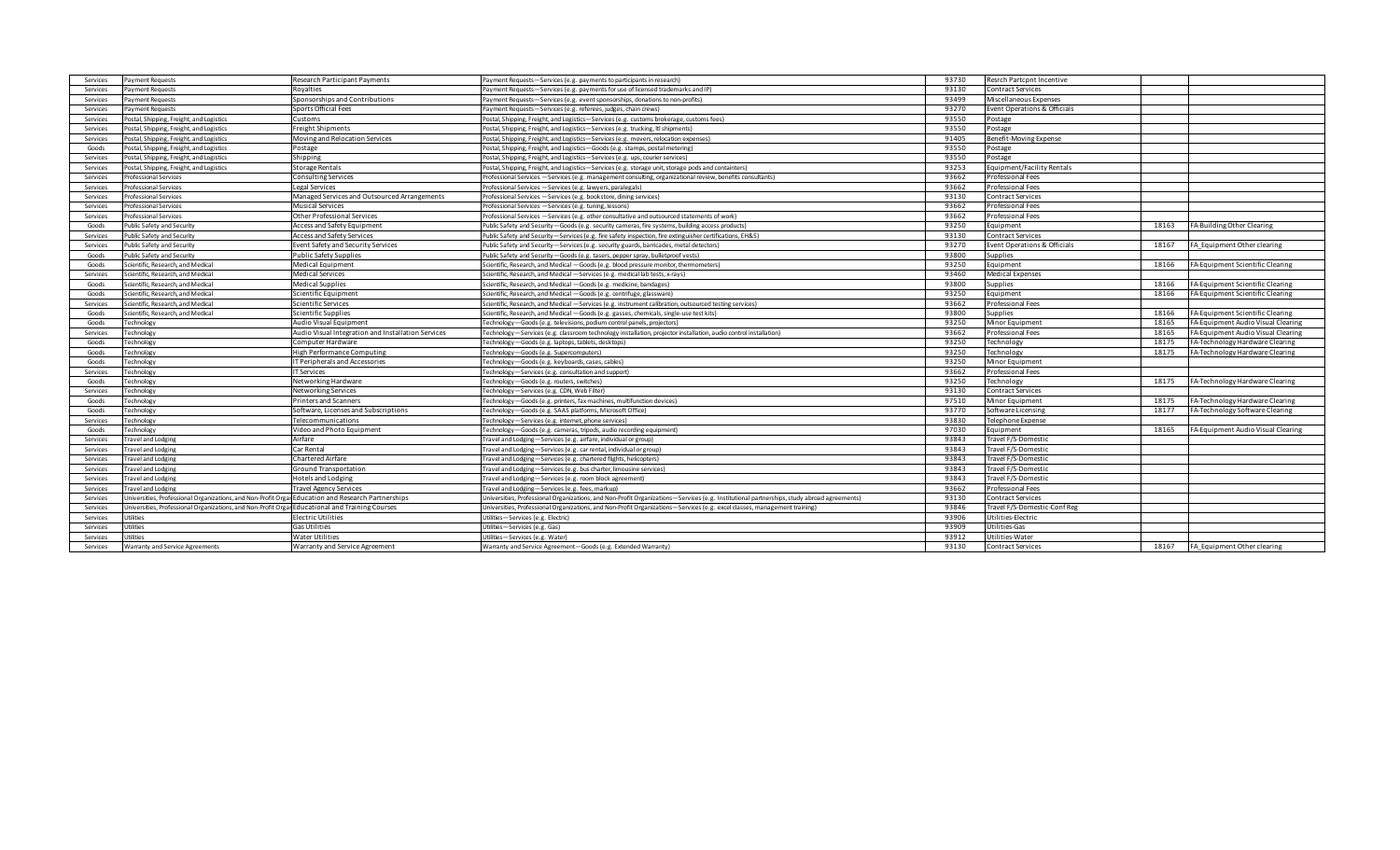| | | | | | | | |
|---|---|---|---|---|---|---|---|
| Services | Payment Requests | Research Participant Payments | Payment Requests—Services (e.g. payments to participants in research) | 93730 | Resrch Partcpnt Incentive | | |
| Services | Payment Requests | Royalties | Payment Requests—Services (e.g. payments for use of licensed trademarks and IP) | 93130 | Contract Services | | |
| Services | Payment Requests | Sponsorships and Contributions | Payment Requests—Services (e.g. event sponsorships, donations to non-profits) | 93499 | Miscellaneous Expenses | | |
| Services | Payment Requests | Sports Official Fees | Payment Requests—Services (e.g. referees, judges, chain crews) | 93270 | Event Operations & Officials | | |
| Services | Postal, Shipping, Freight, and Logistics | Customs | Postal, Shipping, Freight, and Logistics—Services (e.g. customs brokerage, customs fees) | 93550 | Postage | | |
| Services | Postal, Shipping, Freight, and Logistics | Freight Shipments | Postal, Shipping, Freight, and Logistics—Services (e.g. trucking, ltl shipments) | 93550 | Postage | | |
| Services | Postal, Shipping, Freight, and Logistics | Moving and Relocation Services | Postal, Shipping, Freight, and Logistics—Services (e.g. movers, relocation expenses) | 91405 | Benefit-Moving Expense | | |
| Goods | Postal, Shipping, Freight, and Logistics | Postage | Postal, Shipping, Freight, and Logistics—Goods (e.g. stamps, postal metering) | 93550 | Postage | | |
| Services | Postal, Shipping, Freight, and Logistics | Shipping | Postal, Shipping, Freight, and Logistics—Services (e.g. ups, courier services) | 93550 | Postage | | |
| Services | Postal, Shipping, Freight, and Logistics | Storage Rentals | Postal, Shipping, Freight, and Logistics—Services (e.g. storage unit, storage pods and containers) | 93253 | Equipment/Facility Rentals | | |
| Services | Professional Services | Consulting Services | Professional Services —Services (e.g. management consulting, organizational review, benefits consultants) | 93662 | Professional Fees | | |
| Services | Professional Services | Legal Services | Professional Services —Services (e.g. lawyers, paralegals) | 93662 | Professional Fees | | |
| Services | Professional Services | Managed Services and Outsourced Arrangements | Professional Services —Services (e.g. bookstore, dining services) | 93130 | Contract Services | | |
| Services | Professional Services | Musical Services | Professional Services —Services (e.g. tuning, lessons) | 93662 | Professional Fees | | |
| Services | Professional Services | Other Professional Services | Professional Services —Services (e.g. other consultative and outsourced statements of work) | 93662 | Professional Fees | | |
| Goods | Public Safety and Security | Access and Safety Equipment | Public Safety and Security—Goods (e.g. security cameras, fire systems, building access products) | 93250 | Equipment | 18163 | FA-Building Other Clearing |
| Services | Public Safety and Security | Access and Safety Services | Public Safety and Security—Services (e.g. fire safety inspection, fire extinguisher certifications, EH&S) | 93130 | Contract Services | | |
| Services | Public Safety and Security | Event Safety and Security Services | Public Safety and Security—Services (e.g. security guards, barricades, metal detectors) | 93270 | Event Operations & Officials | 18167 | FA_Equipment Other clearing |
| Goods | Public Safety and Security | Public Safety Supplies | Public Safety and Security—Goods (e.g. tasers, pepper spray, bulletproof vests) | 93800 | Supplies | | |
| Goods | Scientific, Research, and Medical | Medical Equipment | Scientific, Research, and Medical —Goods (e.g. blood pressure monitor, thermometers) | 93250 | Equipment | 18166 | FA-Equipment Scientific Clearing |
| Services | Scientific, Research, and Medical | Medical Services | Scientific, Research, and Medical —Services (e.g. medical lab tests, x-rays) | 93460 | Medical Expenses | | |
| Goods | Scientific, Research, and Medical | Medical Supplies | Scientific, Research, and Medical —Goods (e.g. medicine, bandages) | 93800 | Supplies | 18166 | FA-Equipment Scientific Clearing |
| Goods | Scientific, Research, and Medical | Scientific Equipment | Scientific, Research, and Medical —Goods (e.g. centrifuge, glassware) | 93250 | Equipment | 18166 | FA-Equipment Scientific Clearing |
| Services | Scientific, Research, and Medical | Scientific Services | Scientific, Research, and Medical —Services (e.g. instrument calibration, outsourced testing services) | 93662 | Professional Fees | | |
| Goods | Scientific, Research, and Medical | Scientific Supplies | Scientific, Research, and Medical —Goods (e.g. gasses, chemicals, single-use test kits) | 93800 | Supplies | 18166 | FA-Equipment Scientific Clearing |
| Goods | Technology | Audio Visual Equipment | Technology—Goods (e.g. televisions, podium control panels, projectors) | 93250 | Minor Equipment | 18165 | FA-Equipment Audio Visual Clearing |
| Services | Technology | Audio Visual Integration and Installation Services | Technology—Services (e.g. classroom technology installation, projector installation, audio control installation) | 93662 | Professional Fees | 18165 | FA-Equipment Audio Visual Clearing |
| Goods | Technology | Computer Hardware | Technology—Goods (e.g. laptops, tablets, desktops) | 93250 | Technology | 18175 | FA-Technology Hardware Clearing |
| Goods | Technology | High Performance Computing | Technology—Goods (e.g. Supercomputers) | 93250 | Technology | 18175 | FA-Technology Hardware Clearing |
| Goods | Technology | IT Peripherals and Accessories | Technology—Goods (e.g. keyboards, cases, cables) | 93250 | Minor Equipment | | |
| Services | Technology | IT Services | Technology—Services (e.g. consultation and support) | 93662 | Professional Fees | | |
| Goods | Technology | Networking Hardware | Technology—Goods (e.g. routers, switches) | 93250 | Technology | 18175 | FA-Technology Hardware Clearing |
| Services | Technology | Networking Services | Technology—Services (e.g. CDN, Web Filter) | 93130 | Contract Services | | |
| Goods | Technology | Printers and Scanners | Technology—Goods (e.g. printers, fax machines, multifunction devices) | 97510 | Minor Equipment | 18175 | FA-Technology Hardware Clearing |
| Goods | Technology | Software, Licenses and Subscriptions | Technology—Goods (e.g. SAAS platforms, Microsoft Office) | 93770 | Software Licensing | 18177 | FA-Technology Software Clearing |
| Services | Technology | Telecommunications | Technology—Services (e.g. internet, phone services) | 93830 | Telephone Expense | | |
| Goods | Technology | Video and Photo Equipment | Technology—Goods (e.g. cameras, tripods, audio recording equipment) | 97030 | Equipment | 18165 | FA-Equipment Audio Visual Clearing |
| Services | Travel and Lodging | Airfare | Travel and Lodging—Services (e.g. airfare, individual or group) | 93843 | Travel F/S-Domestic | | |
| Services | Travel and Lodging | Car Rental | Travel and Lodging—Services (e.g. car rental, individual or group) | 93843 | Travel F/S-Domestic | | |
| Services | Travel and Lodging | Chartered Airfare | Travel and Lodging—Services (e.g. chartered flights, helicopters) | 93843 | Travel F/S-Domestic | | |
| Services | Travel and Lodging | Ground Transportation | Travel and Lodging—Services (e.g. bus charter, limousine services) | 93843 | Travel F/S-Domestic | | |
| Services | Travel and Lodging | Hotels and Lodging | Travel and Lodging—Services (e.g. room block agreement) | 93843 | Travel F/S-Domestic | | |
| Services | Travel and Lodging | Travel Agency Services | Travel and Lodging—Services (e.g. fees, markup) | 93662 | Professional Fees | | |
| Services | Universities, Professional Organizations, and Non-Profit Orga | Education and Research Partnerships | Universities, Professional Organizations, and Non-Profit Organizations—Services (e.g. Institutional partnerships, study abroad agreements) | 93130 | Contract Services | | |
| Services | Universities, Professional Organizations, and Non-Profit Orga | Educational and Training Courses | Universities, Professional Organizations, and Non-Profit Organizations—Services (e.g. excel classes, management training) | 93846 | Travel F/S-Domestic-Conf Reg | | |
| Services | Utilities | Electric Utilities | Utilities—Services (e.g. Electric) | 93906 | Utilities-Electric | | |
| Services | Utilities | Gas Utilities | Utilities—Services (e.g. Gas) | 93909 | Utilities-Gas | | |
| Services | Utilities | Water Utilities | Utilities—Services (e.g. Water) | 93912 | Utilities-Water | | |
| Services | Warranty and Service Agreements | Warranty and Service Agreement | Warranty and Service Agreement—Goods (e.g. Extended Warranty) | 93130 | Contract Services | 18167 | FA_Equipment Other clearing |